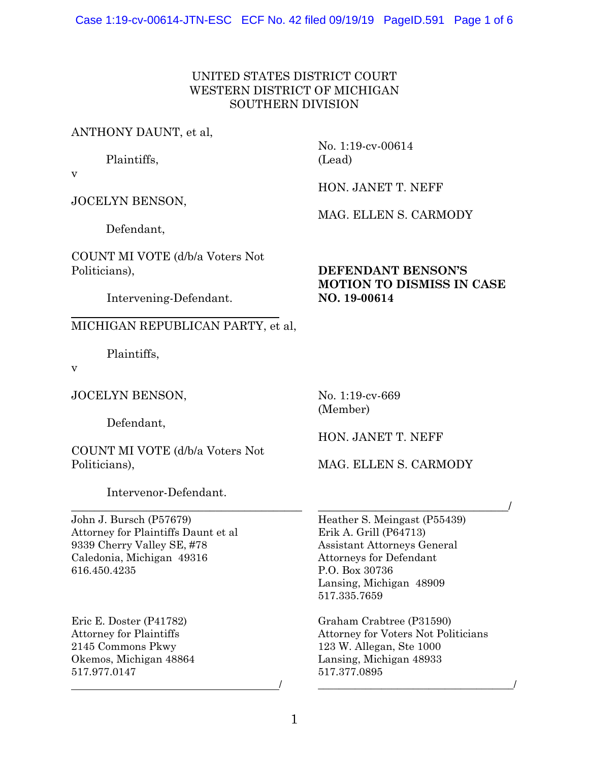UNITED STATES DISTRICT COURT
WESTERN DISTRICT OF MICHIGAN
SOUTHERN DIVISION

ANTHONY DAUNT, et al,

Plaintiffs,

v

JOCELYN BENSON,

Defendant,

COUNT MI VOTE (d/b/a Voters Not Politicians),

Intervening-Defendant.

No. 1:19-cv-00614 (Lead)

HON. JANET T. NEFF

MAG. ELLEN S. CARMODY

**DEFENDANT BENSON'S MOTION TO DISMISS IN CASE NO. 19-00614**

---

MICHIGAN REPUBLICAN PARTY, et al,

Plaintiffs,

v

JOCELYN BENSON,

Defendant,

COUNT MI VOTE (d/b/a Voters Not Politicians),

Intervenor-Defendant.

No. 1:19-cv-669 (Member)

HON. JANET T. NEFF

MAG. ELLEN S. CARMODY

---

John J. Bursch (P57679)
Attorney for Plaintiffs Daunt et al
9339 Cherry Valley SE, #78
Caledonia, Michigan 49316
616.450.4235

Eric E. Doster (P41782)
Attorney for Plaintiffs
2145 Commons Pkwy
Okemos, Michigan 48864
517.977.0147

Heather S. Meingast (P55439)
Erik A. Grill (P64713)
Assistant Attorneys General
Attorneys for Defendant
P.O. Box 30736
Lansing, Michigan 48909
517.335.7659

Graham Crabtree (P31590)
Attorney for Voters Not Politicians
123 W. Allegan, Ste 1000
Lansing, Michigan 48933
517.377.0895

---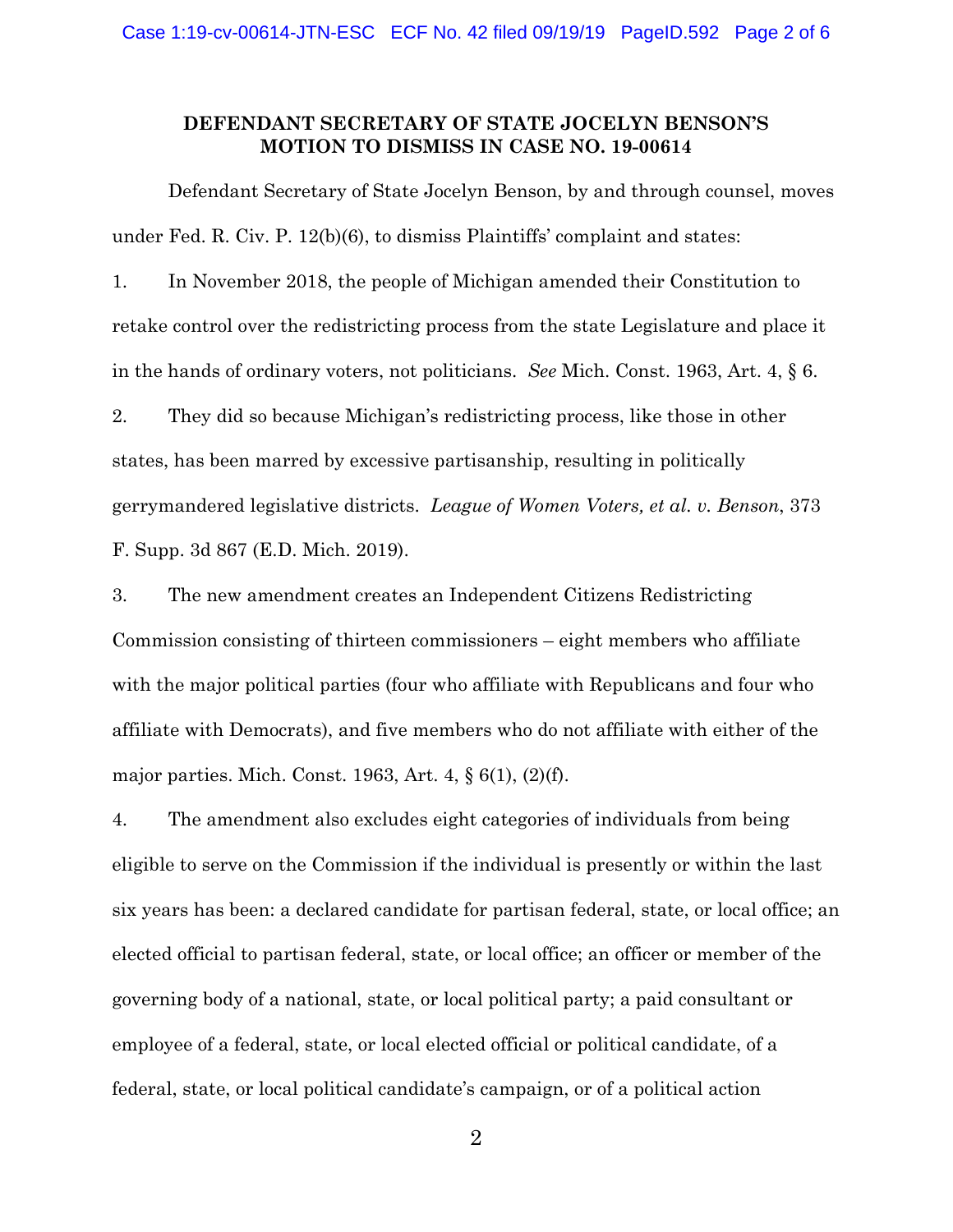**DEFENDANT SECRETARY OF STATE JOCELYN BENSON'S MOTION TO DISMISS IN CASE NO. 19-00614**

Defendant Secretary of State Jocelyn Benson, by and through counsel, moves under Fed. R. Civ. P. 12(b)(6), to dismiss Plaintiffs' complaint and states:

1. In November 2018, the people of Michigan amended their Constitution to retake control over the redistricting process from the state Legislature and place it in the hands of ordinary voters, not politicians. *See* Mich. Const. 1963, Art. 4, § 6.

2. They did so because Michigan's redistricting process, like those in other states, has been marred by excessive partisanship, resulting in politically gerrymandered legislative districts. *League of Women Voters, et al. v. Benson*, 373 F. Supp. 3d 867 (E.D. Mich. 2019).

3. The new amendment creates an Independent Citizens Redistricting Commission consisting of thirteen commissioners – eight members who affiliate with the major political parties (four who affiliate with Republicans and four who affiliate with Democrats), and five members who do not affiliate with either of the major parties. Mich. Const. 1963, Art. 4, § 6(1), (2)(f).

4. The amendment also excludes eight categories of individuals from being eligible to serve on the Commission if the individual is presently or within the last six years has been: a declared candidate for partisan federal, state, or local office; an elected official to partisan federal, state, or local office; an officer or member of the governing body of a national, state, or local political party; a paid consultant or employee of a federal, state, or local elected official or political candidate, of a federal, state, or local political candidate's campaign, or of a political action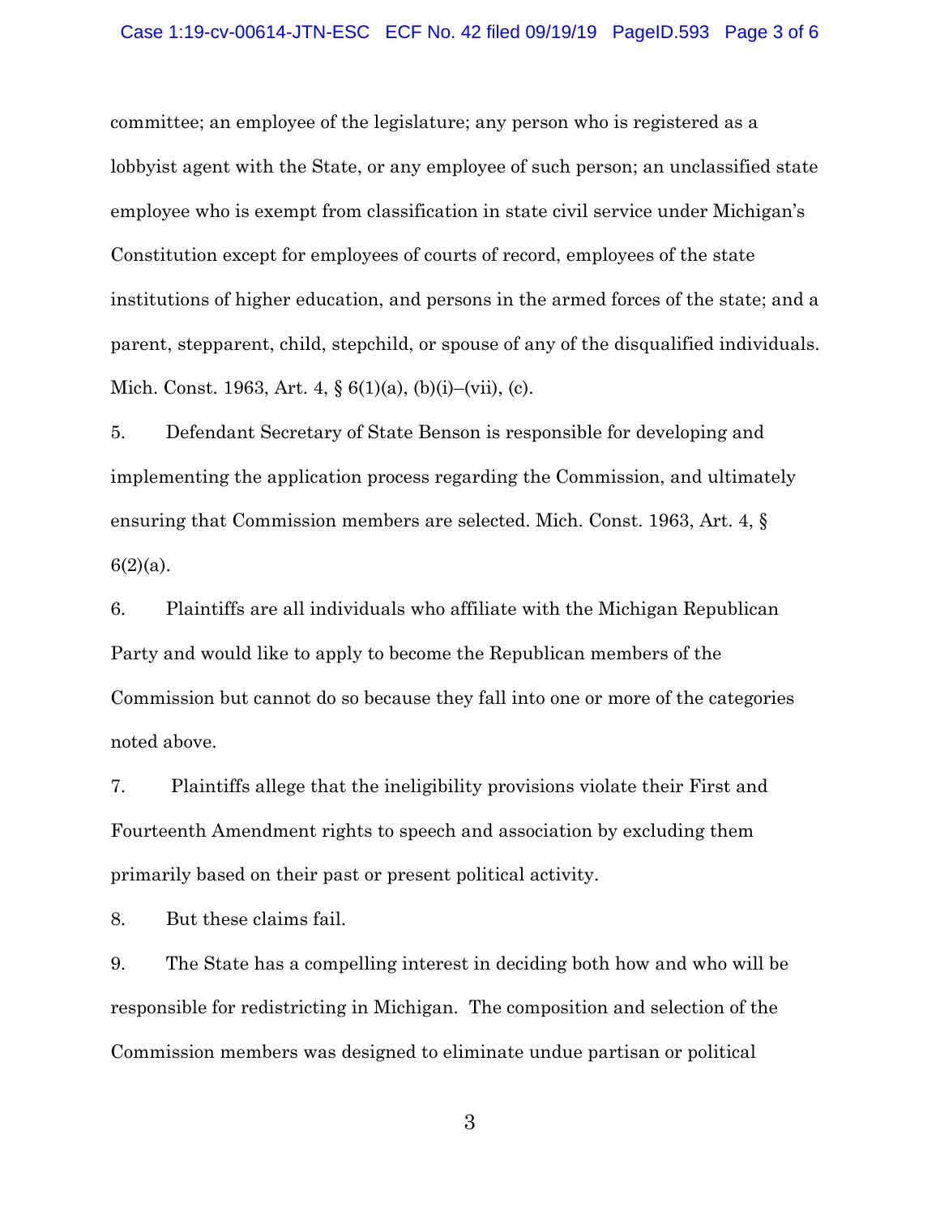committee; an employee of the legislature; any person who is registered as a lobbyist agent with the State, or any employee of such person; an unclassified state employee who is exempt from classification in state civil service under Michigan's Constitution except for employees of courts of record, employees of the state institutions of higher education, and persons in the armed forces of the state; and a parent, stepparent, child, stepchild, or spouse of any of the disqualified individuals. Mich. Const. 1963, Art. 4, § 6(1)(a), (b)(i)–(vii), (c).

5. Defendant Secretary of State Benson is responsible for developing and implementing the application process regarding the Commission, and ultimately ensuring that Commission members are selected. Mich. Const. 1963, Art. 4, § 6(2)(a).

6. Plaintiffs are all individuals who affiliate with the Michigan Republican Party and would like to apply to become the Republican members of the Commission but cannot do so because they fall into one or more of the categories noted above.

7. Plaintiffs allege that the ineligibility provisions violate their First and Fourteenth Amendment rights to speech and association by excluding them primarily based on their past or present political activity.

8. But these claims fail.

9. The State has a compelling interest in deciding both how and who will be responsible for redistricting in Michigan. The composition and selection of the Commission members was designed to eliminate undue partisan or political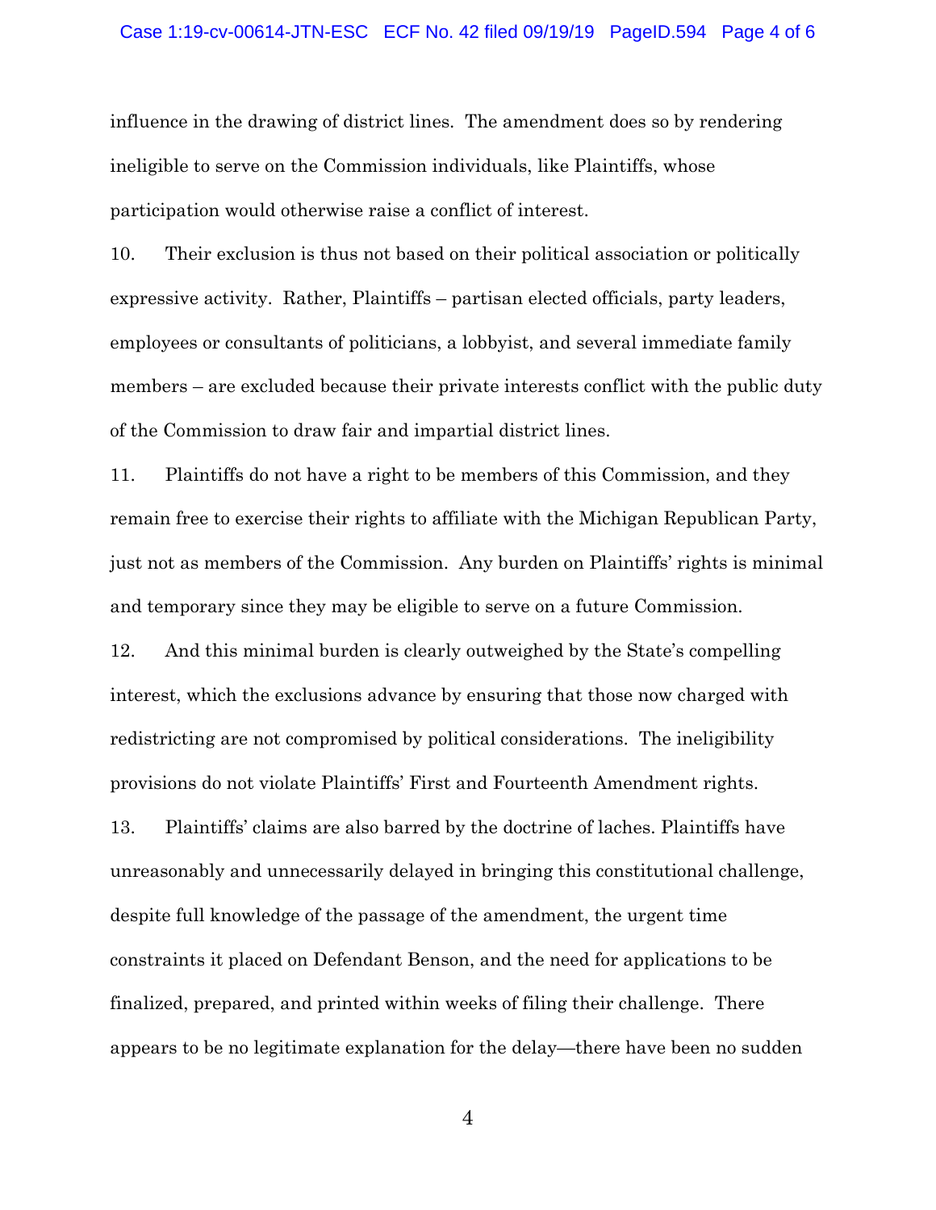influence in the drawing of district lines. The amendment does so by rendering ineligible to serve on the Commission individuals, like Plaintiffs, whose participation would otherwise raise a conflict of interest.

10. Their exclusion is thus not based on their political association or politically expressive activity. Rather, Plaintiffs – partisan elected officials, party leaders, employees or consultants of politicians, a lobbyist, and several immediate family members – are excluded because their private interests conflict with the public duty of the Commission to draw fair and impartial district lines.

11. Plaintiffs do not have a right to be members of this Commission, and they remain free to exercise their rights to affiliate with the Michigan Republican Party, just not as members of the Commission. Any burden on Plaintiffs' rights is minimal and temporary since they may be eligible to serve on a future Commission.

12. And this minimal burden is clearly outweighed by the State's compelling interest, which the exclusions advance by ensuring that those now charged with redistricting are not compromised by political considerations. The ineligibility provisions do not violate Plaintiffs' First and Fourteenth Amendment rights.

13. Plaintiffs' claims are also barred by the doctrine of laches. Plaintiffs have unreasonably and unnecessarily delayed in bringing this constitutional challenge, despite full knowledge of the passage of the amendment, the urgent time constraints it placed on Defendant Benson, and the need for applications to be finalized, prepared, and printed within weeks of filing their challenge. There appears to be no legitimate explanation for the delay—there have been no sudden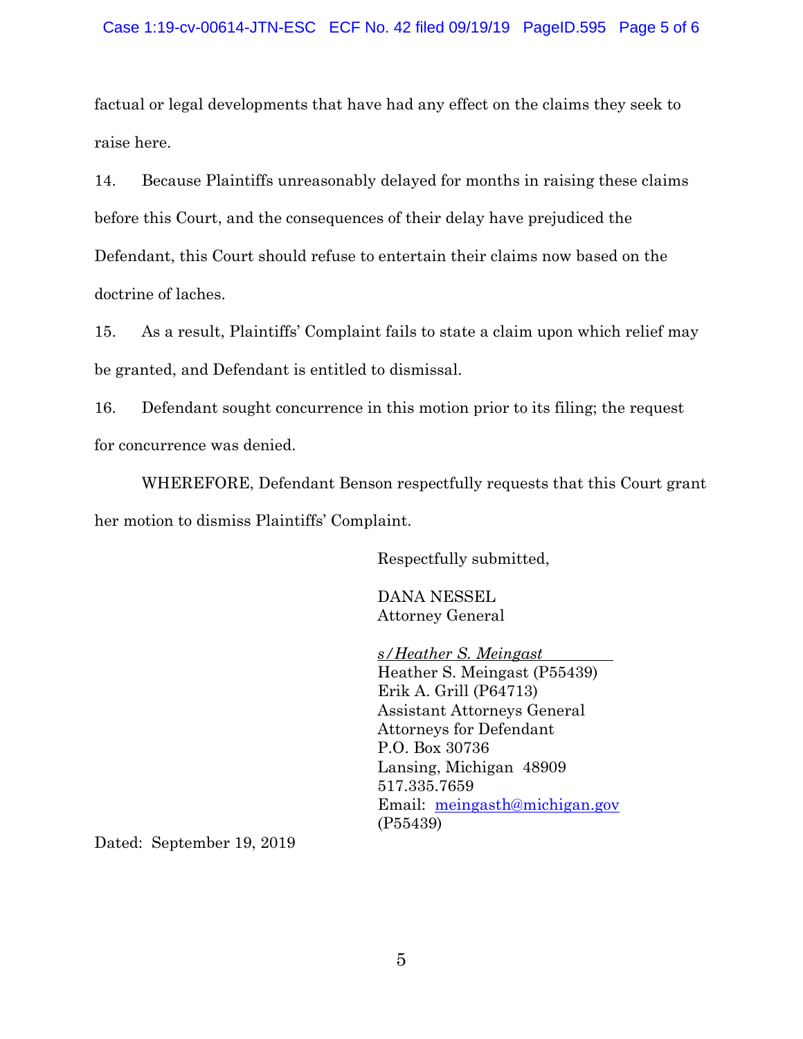factual or legal developments that have had any effect on the claims they seek to raise here.

14. Because Plaintiffs unreasonably delayed for months in raising these claims before this Court, and the consequences of their delay have prejudiced the Defendant, this Court should refuse to entertain their claims now based on the doctrine of laches.

15. As a result, Plaintiffs' Complaint fails to state a claim upon which relief may be granted, and Defendant is entitled to dismissal.

16. Defendant sought concurrence in this motion prior to its filing; the request for concurrence was denied.

WHEREFORE, Defendant Benson respectfully requests that this Court grant her motion to dismiss Plaintiffs' Complaint.

Respectfully submitted,

DANA NESSEL
Attorney General

*s/Heather S. Meingast*
Heather S. Meingast (P55439)
Erik A. Grill (P64713)
Assistant Attorneys General
Attorneys for Defendant
P.O. Box 30736
Lansing, Michigan 48909
517.335.7659
Email: meingasth@michigan.gov
(P55439)

Dated: September 19, 2019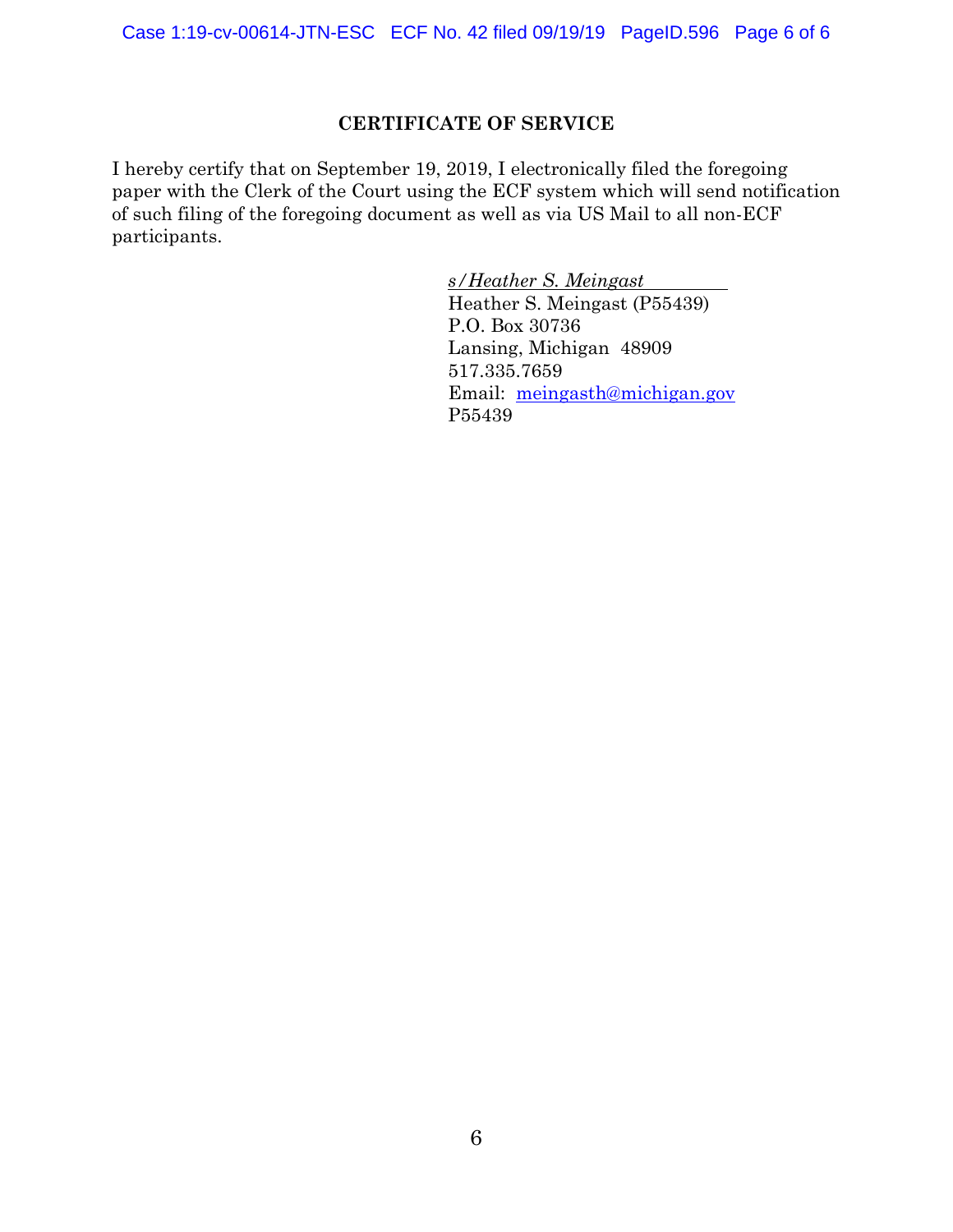## CERTIFICATE OF SERVICE

I hereby certify that on September 19, 2019, I electronically filed the foregoing paper with the Clerk of the Court using the ECF system which will send notification of such filing of the foregoing document as well as via US Mail to all non-ECF participants.

*s/Heather S. Meingast*
Heather S. Meingast (P55439)
P.O. Box 30736
Lansing, Michigan 48909
517.335.7659
Email: meingasth@michigan.gov
P55439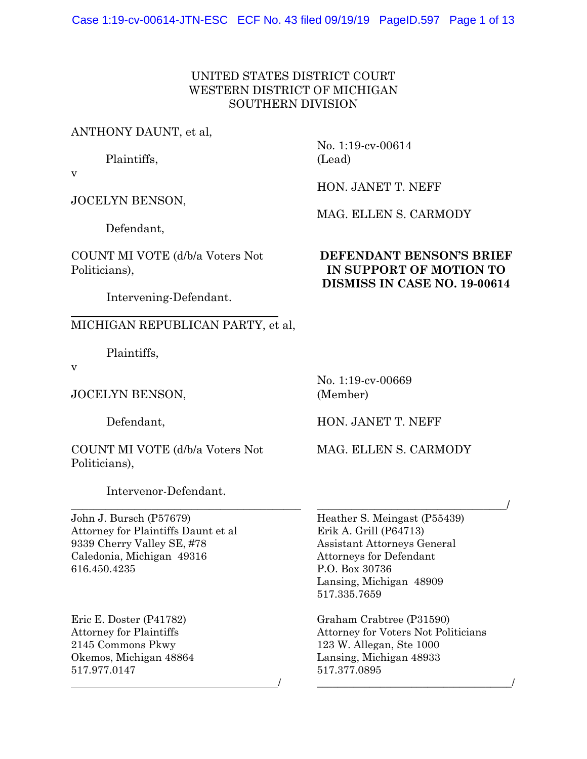UNITED STATES DISTRICT COURT
WESTERN DISTRICT OF MICHIGAN
SOUTHERN DIVISION

ANTHONY DAUNT, et al,

Plaintiffs,

v

JOCELYN BENSON,

Defendant,

COUNT MI VOTE (d/b/a Voters Not Politicians),

Intervening-Defendant.

No. 1:19-cv-00614
(Lead)

HON. JANET T. NEFF

MAG. ELLEN S. CARMODY

**DEFENDANT BENSON'S BRIEF IN SUPPORT OF MOTION TO DISMISS IN CASE NO. 19-00614**

---

MICHIGAN REPUBLICAN PARTY, et al,

Plaintiffs,

v

JOCELYN BENSON,

Defendant,

COUNT MI VOTE (d/b/a Voters Not Politicians),

Intervenor-Defendant.

No. 1:19-cv-00669
(Member)

HON. JANET T. NEFF

MAG. ELLEN S. CARMODY

---

John J. Bursch (P57679)
Attorney for Plaintiffs Daunt et al
9339 Cherry Valley SE, #78
Caledonia, Michigan 49316
616.450.4235

Eric E. Doster (P41782)
Attorney for Plaintiffs
2145 Commons Pkwy
Okemos, Michigan 48864
517.977.0147

Heather S. Meingast (P55439)
Erik A. Grill (P64713)
Assistant Attorneys General
Attorneys for Defendant
P.O. Box 30736
Lansing, Michigan 48909
517.335.7659

Graham Crabtree (P31590)
Attorney for Voters Not Politicians
123 W. Allegan, Ste 1000
Lansing, Michigan 48933
517.377.0895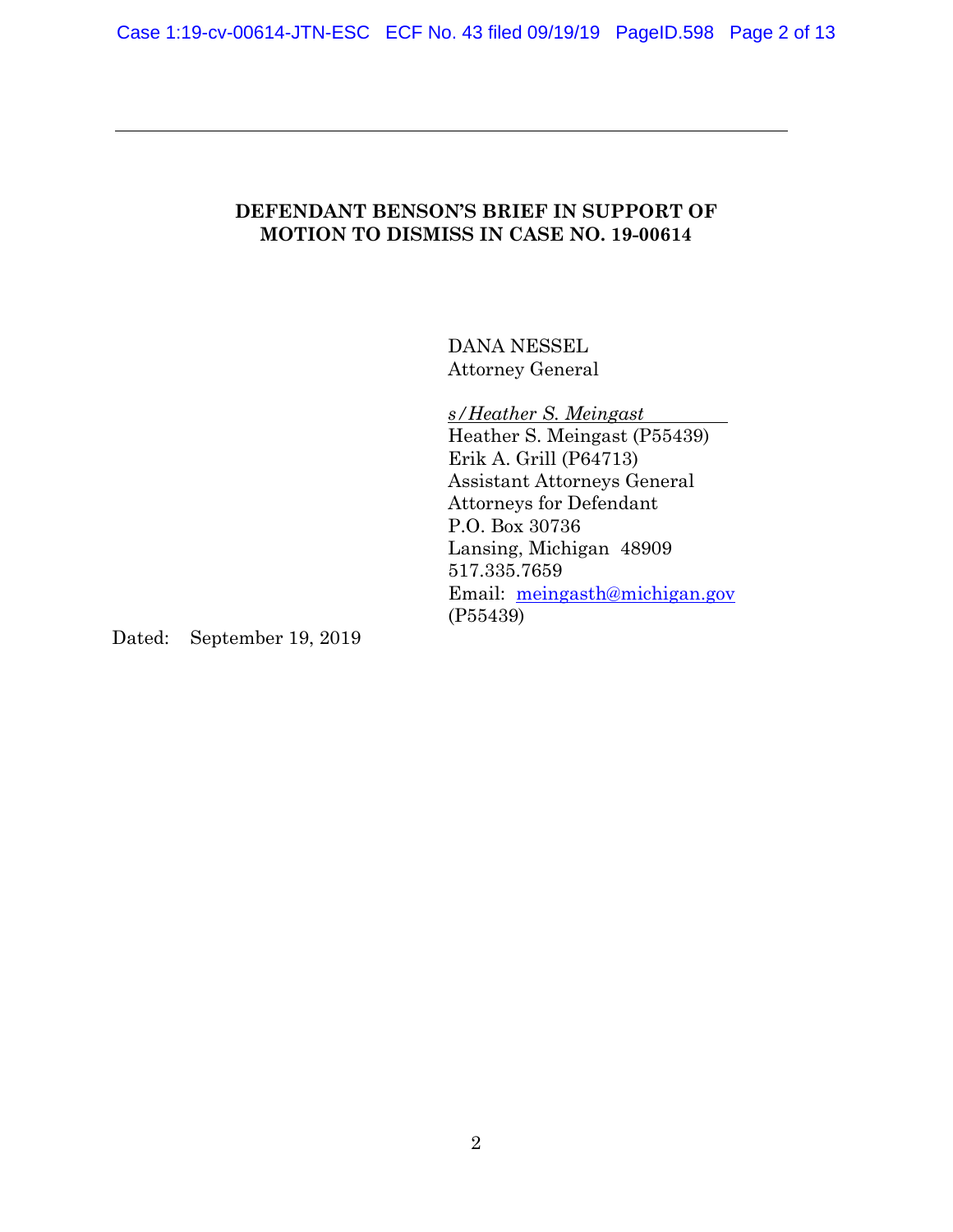---

**DEFENDANT BENSON'S BRIEF IN SUPPORT OF MOTION TO DISMISS IN CASE NO. 19-00614**

DANA NESSEL
Attorney General

*s/Heather S. Meingast*
Heather S. Meingast (P55439)
Erik A. Grill (P64713)
Assistant Attorneys General
Attorneys for Defendant
P.O. Box 30736
Lansing, Michigan 48909
517.335.7659
Email: meingasth@michigan.gov
(P55439)

Dated: September 19, 2019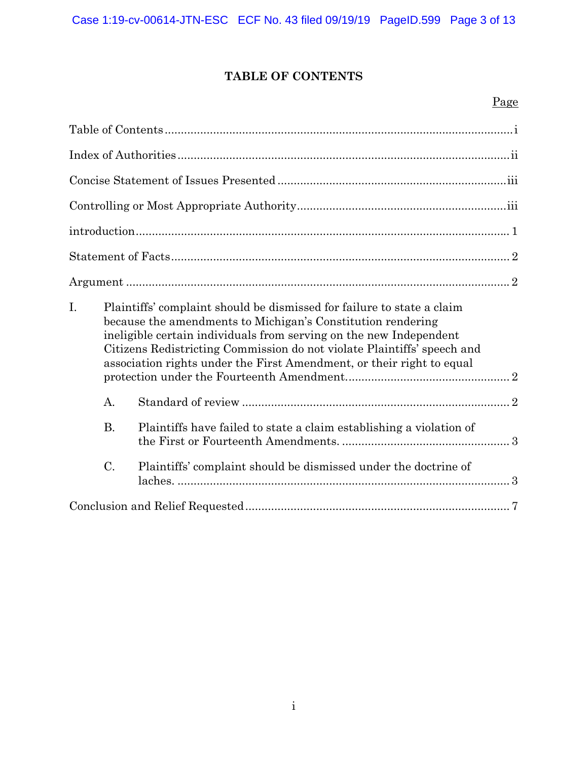# TABLE OF CONTENTS

| | Page |
|---|---|
| Table of Contents | i |
| Index of Authorities | ii |
| Concise Statement of Issues Presented | iii |
| Controlling or Most Appropriate Authority | iii |
| introduction | 1 |
| Statement of Facts | 2 |
| Argument | 2 |
| I. Plaintiffs' complaint should be dismissed for failure to state a claim because the amendments to Michigan's Constitution rendering ineligible certain individuals from serving on the new Independent Citizens Redistricting Commission do not violate Plaintiffs' speech and association rights under the First Amendment, or their right to equal protection under the Fourteenth Amendment | 2 |
| A. Standard of review | 2 |
| B. Plaintiffs have failed to state a claim establishing a violation of the First or Fourteenth Amendments. | 3 |
| C. Plaintiffs' complaint should be dismissed under the doctrine of laches. | 3 |
| Conclusion and Relief Requested | 7 |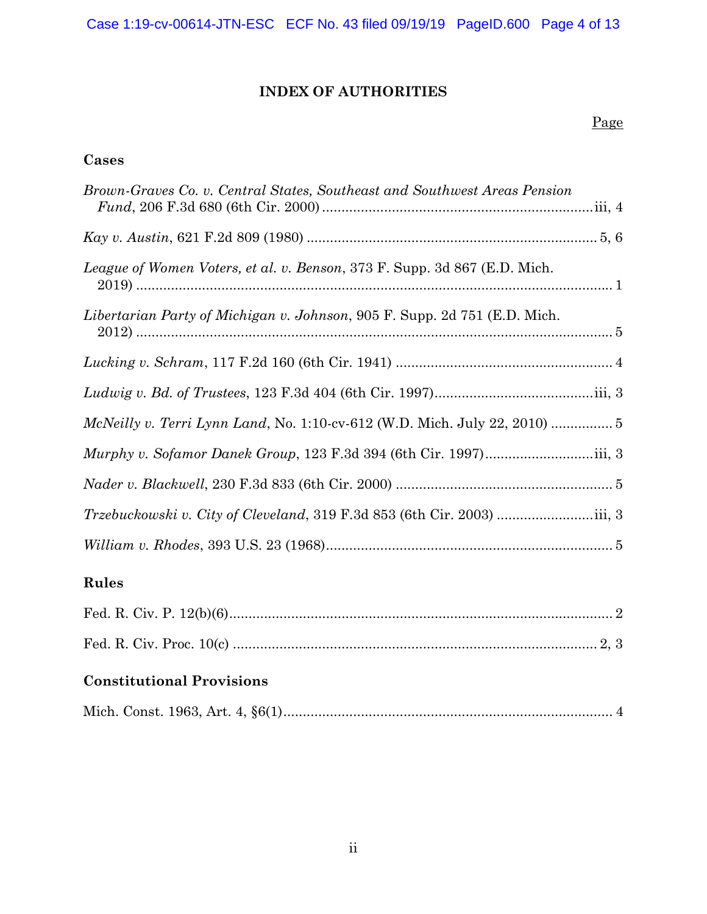# INDEX OF AUTHORITIES

Page

## Cases

*Brown-Graves Co. v. Central States, Southeast and Southwest Areas Pension Fund*, 206 F.3d 680 (6th Cir. 2000) ..................... iii, 4

*Kay v. Austin*, 621 F.2d 809 (1980) ..................... 5, 6

*League of Women Voters, et al. v. Benson*, 373 F. Supp. 3d 867 (E.D. Mich. 2019) ..................... 1

*Libertarian Party of Michigan v. Johnson*, 905 F. Supp. 2d 751 (E.D. Mich. 2012) ..................... 5

*Lucking v. Schram*, 117 F.2d 160 (6th Cir. 1941) ..................... 4

*Ludwig v. Bd. of Trustees*, 123 F.3d 404 (6th Cir. 1997) ..................... iii, 3

*McNeilly v. Terri Lynn Land*, No. 1:10-cv-612 (W.D. Mich. July 22, 2010) ..................... 5

*Murphy v. Sofamor Danek Group*, 123 F.3d 394 (6th Cir. 1997) ..................... iii, 3

*Nader v. Blackwell*, 230 F.3d 833 (6th Cir. 2000) ..................... 5

*Trzebuckowski v. City of Cleveland*, 319 F.3d 853 (6th Cir. 2003) ..................... iii, 3

*William v. Rhodes*, 393 U.S. 23 (1968) ..................... 5

## Rules

Fed. R. Civ. P. 12(b)(6) ..................... 2

Fed. R. Civ. Proc. 10(c) ..................... 2, 3

## Constitutional Provisions

Mich. Const. 1963, Art. 4, §6(1) ..................... 4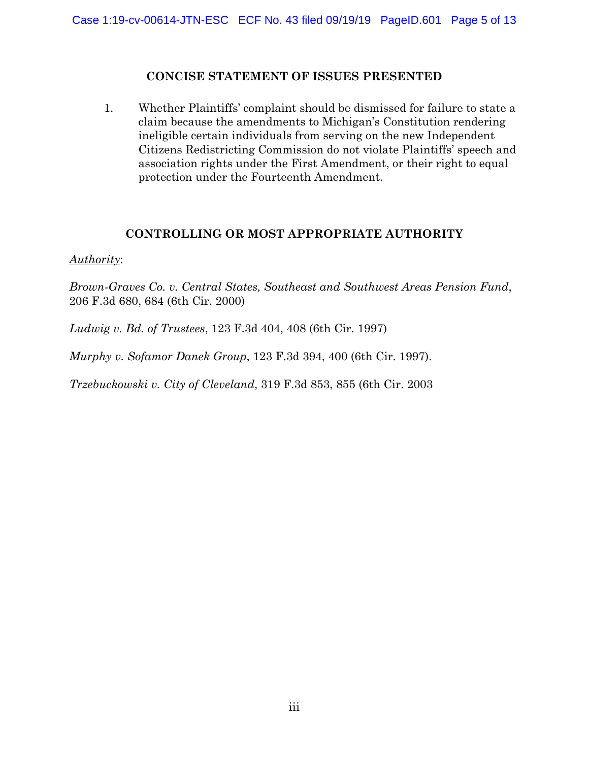## CONCISE STATEMENT OF ISSUES PRESENTED

1. Whether Plaintiffs' complaint should be dismissed for failure to state a claim because the amendments to Michigan's Constitution rendering ineligible certain individuals from serving on the new Independent Citizens Redistricting Commission do not violate Plaintiffs' speech and association rights under the First Amendment, or their right to equal protection under the Fourteenth Amendment.

## CONTROLLING OR MOST APPROPRIATE AUTHORITY

Authority:

*Brown-Graves Co. v. Central States, Southeast and Southwest Areas Pension Fund*, 206 F.3d 680, 684 (6th Cir. 2000)

*Ludwig v. Bd. of Trustees*, 123 F.3d 404, 408 (6th Cir. 1997)

*Murphy v. Sofamor Danek Group*, 123 F.3d 394, 400 (6th Cir. 1997).

*Trzebuckowski v. City of Cleveland*, 319 F.3d 853, 855 (6th Cir. 2003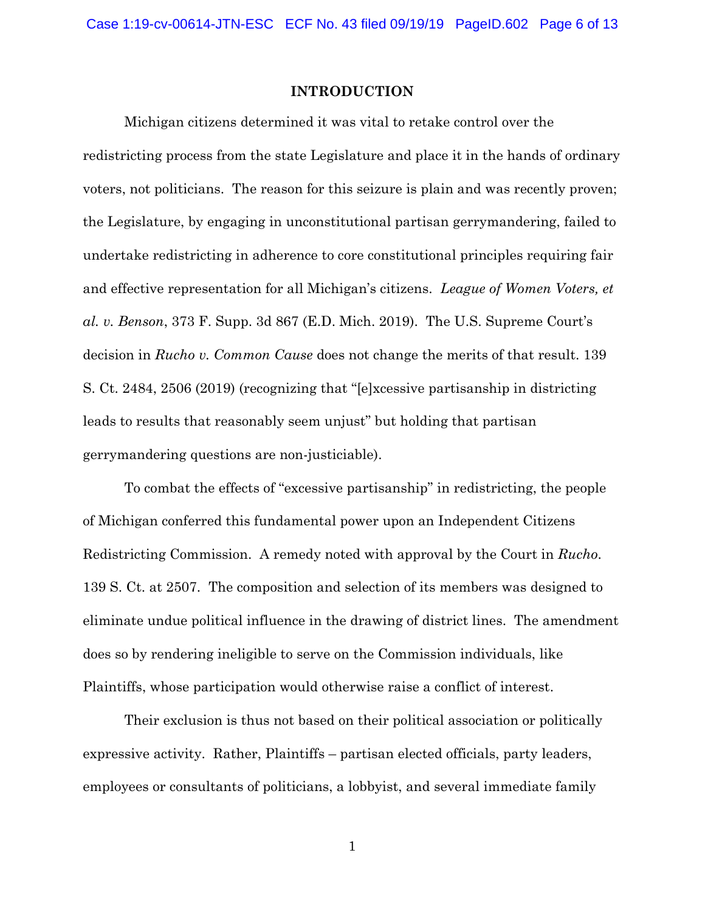## INTRODUCTION

Michigan citizens determined it was vital to retake control over the redistricting process from the state Legislature and place it in the hands of ordinary voters, not politicians. The reason for this seizure is plain and was recently proven; the Legislature, by engaging in unconstitutional partisan gerrymandering, failed to undertake redistricting in adherence to core constitutional principles requiring fair and effective representation for all Michigan's citizens. *League of Women Voters, et al. v. Benson*, 373 F. Supp. 3d 867 (E.D. Mich. 2019). The U.S. Supreme Court's decision in *Rucho v. Common Cause* does not change the merits of that result. 139 S. Ct. 2484, 2506 (2019) (recognizing that "[e]xcessive partisanship in districting leads to results that reasonably seem unjust" but holding that partisan gerrymandering questions are non-justiciable).

To combat the effects of "excessive partisanship" in redistricting, the people of Michigan conferred this fundamental power upon an Independent Citizens Redistricting Commission. A remedy noted with approval by the Court in *Rucho*. 139 S. Ct. at 2507. The composition and selection of its members was designed to eliminate undue political influence in the drawing of district lines. The amendment does so by rendering ineligible to serve on the Commission individuals, like Plaintiffs, whose participation would otherwise raise a conflict of interest.

Their exclusion is thus not based on their political association or politically expressive activity. Rather, Plaintiffs – partisan elected officials, party leaders, employees or consultants of politicians, a lobbyist, and several immediate family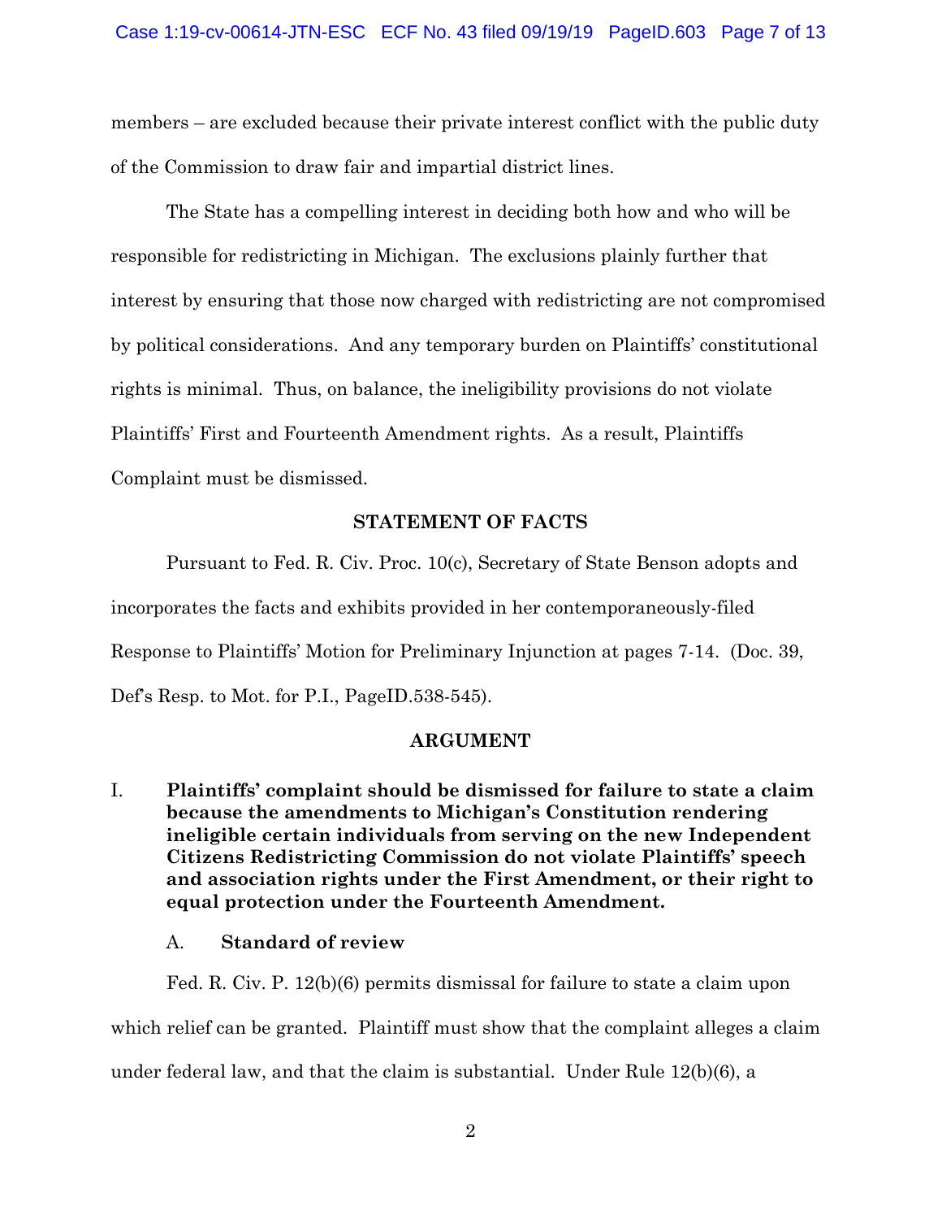members – are excluded because their private interest conflict with the public duty of the Commission to draw fair and impartial district lines.

The State has a compelling interest in deciding both how and who will be responsible for redistricting in Michigan. The exclusions plainly further that interest by ensuring that those now charged with redistricting are not compromised by political considerations. And any temporary burden on Plaintiffs' constitutional rights is minimal. Thus, on balance, the ineligibility provisions do not violate Plaintiffs' First and Fourteenth Amendment rights. As a result, Plaintiffs Complaint must be dismissed.

## STATEMENT OF FACTS

Pursuant to Fed. R. Civ. Proc. 10(c), Secretary of State Benson adopts and incorporates the facts and exhibits provided in her contemporaneously-filed Response to Plaintiffs' Motion for Preliminary Injunction at pages 7-14. (Doc. 39, Def's Resp. to Mot. for P.I., PageID.538-545).

## ARGUMENT

### I. Plaintiffs' complaint should be dismissed for failure to state a claim because the amendments to Michigan's Constitution rendering ineligible certain individuals from serving on the new Independent Citizens Redistricting Commission do not violate Plaintiffs' speech and association rights under the First Amendment, or their right to equal protection under the Fourteenth Amendment.

#### A. Standard of review

Fed. R. Civ. P. 12(b)(6) permits dismissal for failure to state a claim upon which relief can be granted. Plaintiff must show that the complaint alleges a claim under federal law, and that the claim is substantial. Under Rule 12(b)(6), a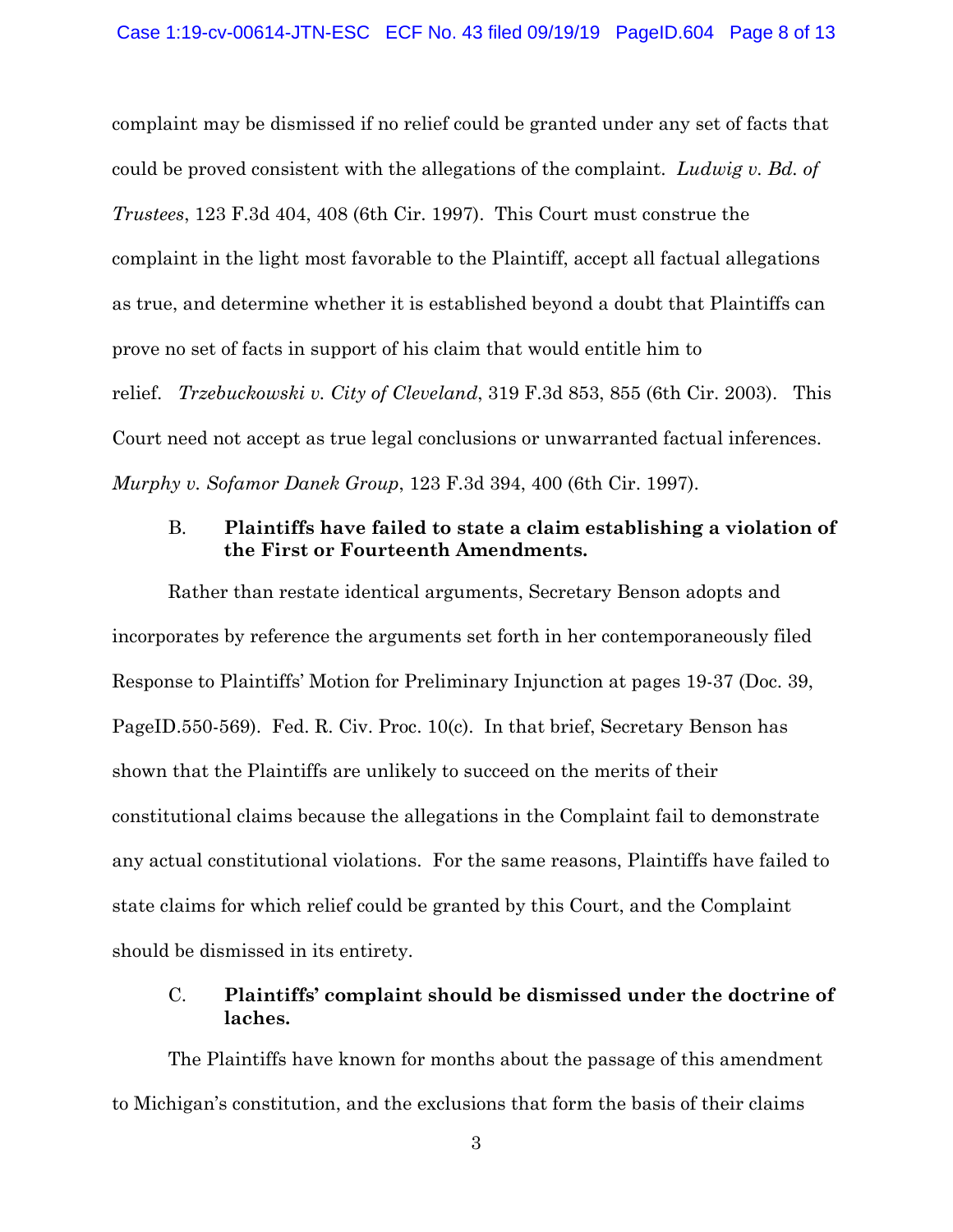complaint may be dismissed if no relief could be granted under any set of facts that could be proved consistent with the allegations of the complaint. *Ludwig v. Bd. of Trustees*, 123 F.3d 404, 408 (6th Cir. 1997). This Court must construe the complaint in the light most favorable to the Plaintiff, accept all factual allegations as true, and determine whether it is established beyond a doubt that Plaintiffs can prove no set of facts in support of his claim that would entitle him to relief. *Trzebuckowski v. City of Cleveland*, 319 F.3d 853, 855 (6th Cir. 2003). This Court need not accept as true legal conclusions or unwarranted factual inferences. *Murphy v. Sofamor Danek Group*, 123 F.3d 394, 400 (6th Cir. 1997).

### B. Plaintiffs have failed to state a claim establishing a violation of the First or Fourteenth Amendments.

Rather than restate identical arguments, Secretary Benson adopts and incorporates by reference the arguments set forth in her contemporaneously filed Response to Plaintiffs' Motion for Preliminary Injunction at pages 19-37 (Doc. 39, PageID.550-569). Fed. R. Civ. Proc. 10(c). In that brief, Secretary Benson has shown that the Plaintiffs are unlikely to succeed on the merits of their constitutional claims because the allegations in the Complaint fail to demonstrate any actual constitutional violations. For the same reasons, Plaintiffs have failed to state claims for which relief could be granted by this Court, and the Complaint should be dismissed in its entirety.

### C. Plaintiffs' complaint should be dismissed under the doctrine of laches.

The Plaintiffs have known for months about the passage of this amendment to Michigan's constitution, and the exclusions that form the basis of their claims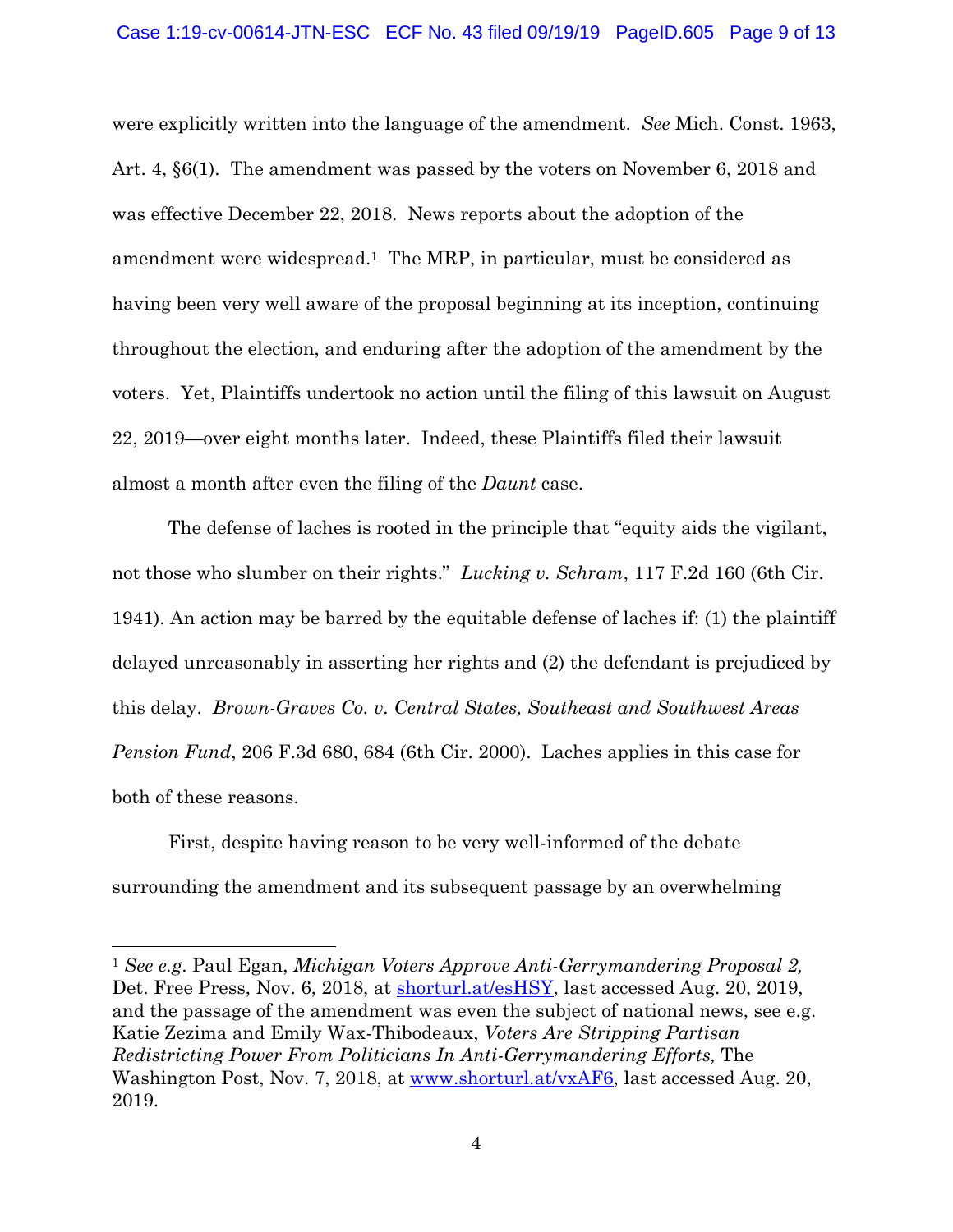were explicitly written into the language of the amendment. *See* Mich. Const. 1963, Art. 4, §6(1). The amendment was passed by the voters on November 6, 2018 and was effective December 22, 2018. News reports about the adoption of the amendment were widespread.[1] The MRP, in particular, must be considered as having been very well aware of the proposal beginning at its inception, continuing throughout the election, and enduring after the adoption of the amendment by the voters. Yet, Plaintiffs undertook no action until the filing of this lawsuit on August 22, 2019—over eight months later. Indeed, these Plaintiffs filed their lawsuit almost a month after even the filing of the *Daunt* case.

The defense of laches is rooted in the principle that "equity aids the vigilant, not those who slumber on their rights." *Lucking v. Schram*, 117 F.2d 160 (6th Cir. 1941). An action may be barred by the equitable defense of laches if: (1) the plaintiff delayed unreasonably in asserting her rights and (2) the defendant is prejudiced by this delay. *Brown-Graves Co. v. Central States, Southeast and Southwest Areas Pension Fund*, 206 F.3d 680, 684 (6th Cir. 2000). Laches applies in this case for both of these reasons.

First, despite having reason to be very well-informed of the debate surrounding the amendment and its subsequent passage by an overwhelming

---

[1] *See e.g.* Paul Egan, *Michigan Voters Approve Anti-Gerrymandering Proposal 2,* Det. Free Press, Nov. 6, 2018, at shorturl.at/esHSY, last accessed Aug. 20, 2019, and the passage of the amendment was even the subject of national news, see e.g. Katie Zezima and Emily Wax-Thibodeaux, *Voters Are Stripping Partisan Redistricting Power From Politicians In Anti-Gerrymandering Efforts,* The Washington Post, Nov. 7, 2018, at www.shorturl.at/vxAF6, last accessed Aug. 20, 2019.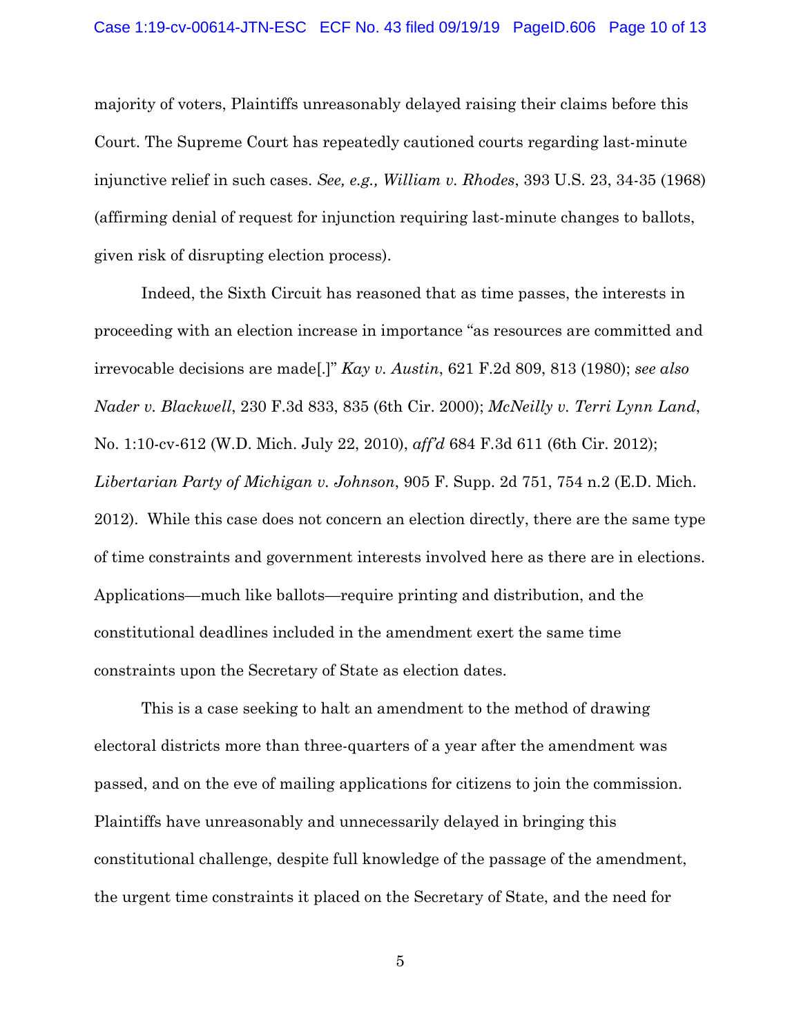majority of voters, Plaintiffs unreasonably delayed raising their claims before this Court. The Supreme Court has repeatedly cautioned courts regarding last-minute injunctive relief in such cases. *See, e.g., William v. Rhodes*, 393 U.S. 23, 34-35 (1968) (affirming denial of request for injunction requiring last-minute changes to ballots, given risk of disrupting election process).

Indeed, the Sixth Circuit has reasoned that as time passes, the interests in proceeding with an election increase in importance "as resources are committed and irrevocable decisions are made[.]" *Kay v. Austin*, 621 F.2d 809, 813 (1980); *see also Nader v. Blackwell*, 230 F.3d 833, 835 (6th Cir. 2000); *McNeilly v. Terri Lynn Land*, No. 1:10-cv-612 (W.D. Mich. July 22, 2010), *aff'd* 684 F.3d 611 (6th Cir. 2012); *Libertarian Party of Michigan v. Johnson*, 905 F. Supp. 2d 751, 754 n.2 (E.D. Mich. 2012). While this case does not concern an election directly, there are the same type of time constraints and government interests involved here as there are in elections. Applications—much like ballots—require printing and distribution, and the constitutional deadlines included in the amendment exert the same time constraints upon the Secretary of State as election dates.

This is a case seeking to halt an amendment to the method of drawing electoral districts more than three-quarters of a year after the amendment was passed, and on the eve of mailing applications for citizens to join the commission. Plaintiffs have unreasonably and unnecessarily delayed in bringing this constitutional challenge, despite full knowledge of the passage of the amendment, the urgent time constraints it placed on the Secretary of State, and the need for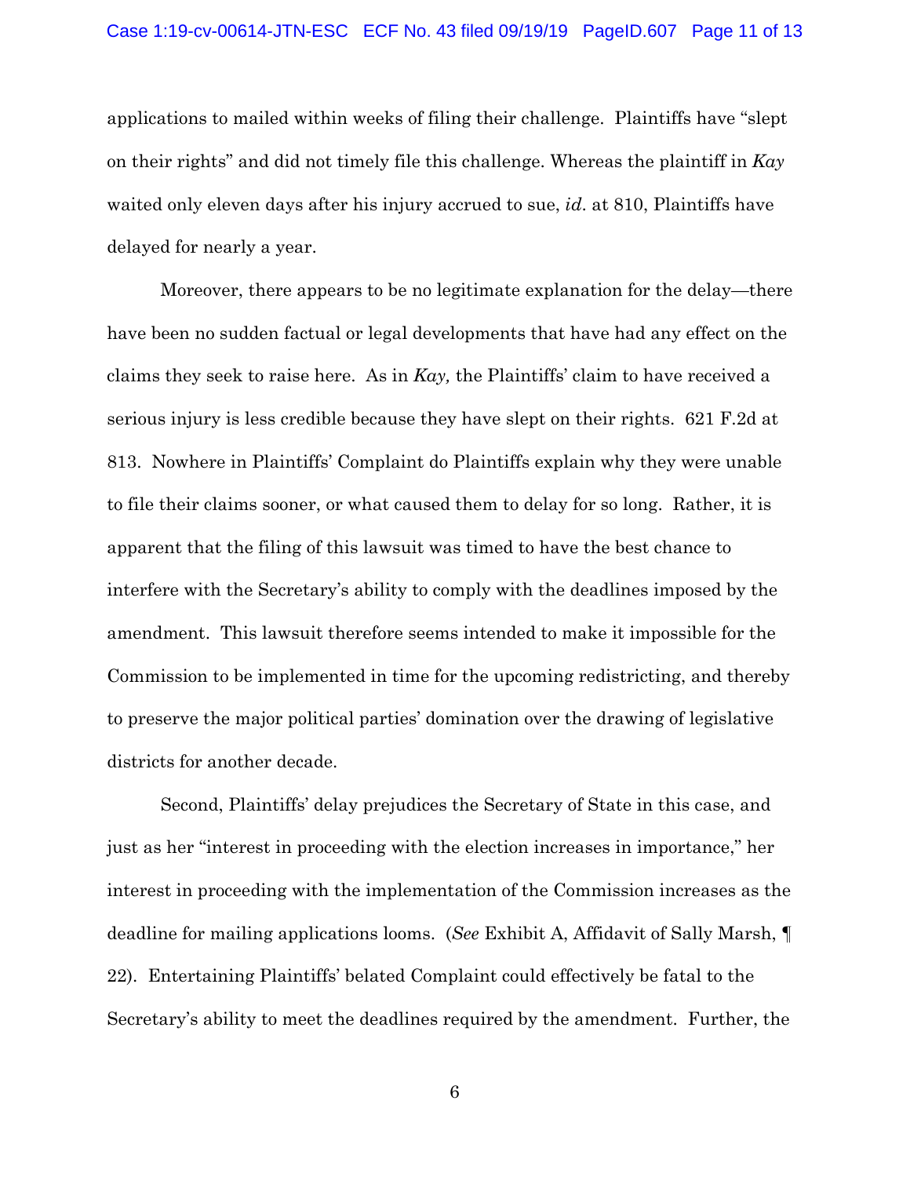applications to mailed within weeks of filing their challenge. Plaintiffs have "slept on their rights" and did not timely file this challenge. Whereas the plaintiff in *Kay* waited only eleven days after his injury accrued to sue, *id*. at 810, Plaintiffs have delayed for nearly a year.

Moreover, there appears to be no legitimate explanation for the delay—there have been no sudden factual or legal developments that have had any effect on the claims they seek to raise here. As in *Kay,* the Plaintiffs' claim to have received a serious injury is less credible because they have slept on their rights. 621 F.2d at 813. Nowhere in Plaintiffs' Complaint do Plaintiffs explain why they were unable to file their claims sooner, or what caused them to delay for so long. Rather, it is apparent that the filing of this lawsuit was timed to have the best chance to interfere with the Secretary's ability to comply with the deadlines imposed by the amendment. This lawsuit therefore seems intended to make it impossible for the Commission to be implemented in time for the upcoming redistricting, and thereby to preserve the major political parties' domination over the drawing of legislative districts for another decade.

Second, Plaintiffs' delay prejudices the Secretary of State in this case, and just as her "interest in proceeding with the election increases in importance," her interest in proceeding with the implementation of the Commission increases as the deadline for mailing applications looms. (*See* Exhibit A, Affidavit of Sally Marsh, ¶ 22). Entertaining Plaintiffs' belated Complaint could effectively be fatal to the Secretary's ability to meet the deadlines required by the amendment. Further, the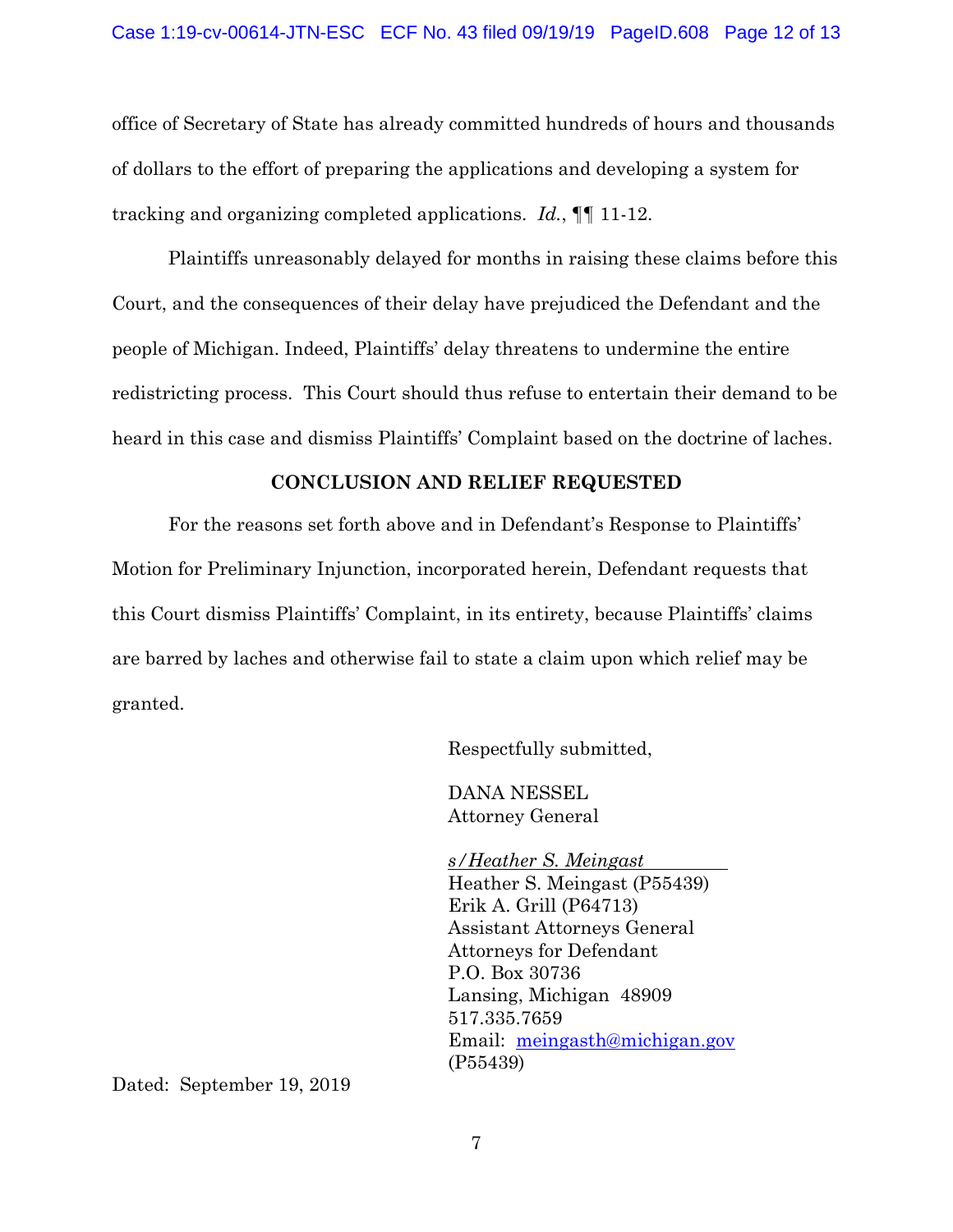office of Secretary of State has already committed hundreds of hours and thousands of dollars to the effort of preparing the applications and developing a system for tracking and organizing completed applications. *Id.*, ¶¶ 11-12.

Plaintiffs unreasonably delayed for months in raising these claims before this Court, and the consequences of their delay have prejudiced the Defendant and the people of Michigan. Indeed, Plaintiffs' delay threatens to undermine the entire redistricting process. This Court should thus refuse to entertain their demand to be heard in this case and dismiss Plaintiffs' Complaint based on the doctrine of laches.

## CONCLUSION AND RELIEF REQUESTED

For the reasons set forth above and in Defendant's Response to Plaintiffs' Motion for Preliminary Injunction, incorporated herein, Defendant requests that this Court dismiss Plaintiffs' Complaint, in its entirety, because Plaintiffs' claims are barred by laches and otherwise fail to state a claim upon which relief may be granted.

Respectfully submitted,

DANA NESSEL
Attorney General

*s/Heather S. Meingast*
Heather S. Meingast (P55439)
Erik A. Grill (P64713)
Assistant Attorneys General
Attorneys for Defendant
P.O. Box 30736
Lansing, Michigan 48909
517.335.7659
Email: meingasth@michigan.gov
(P55439)

Dated: September 19, 2019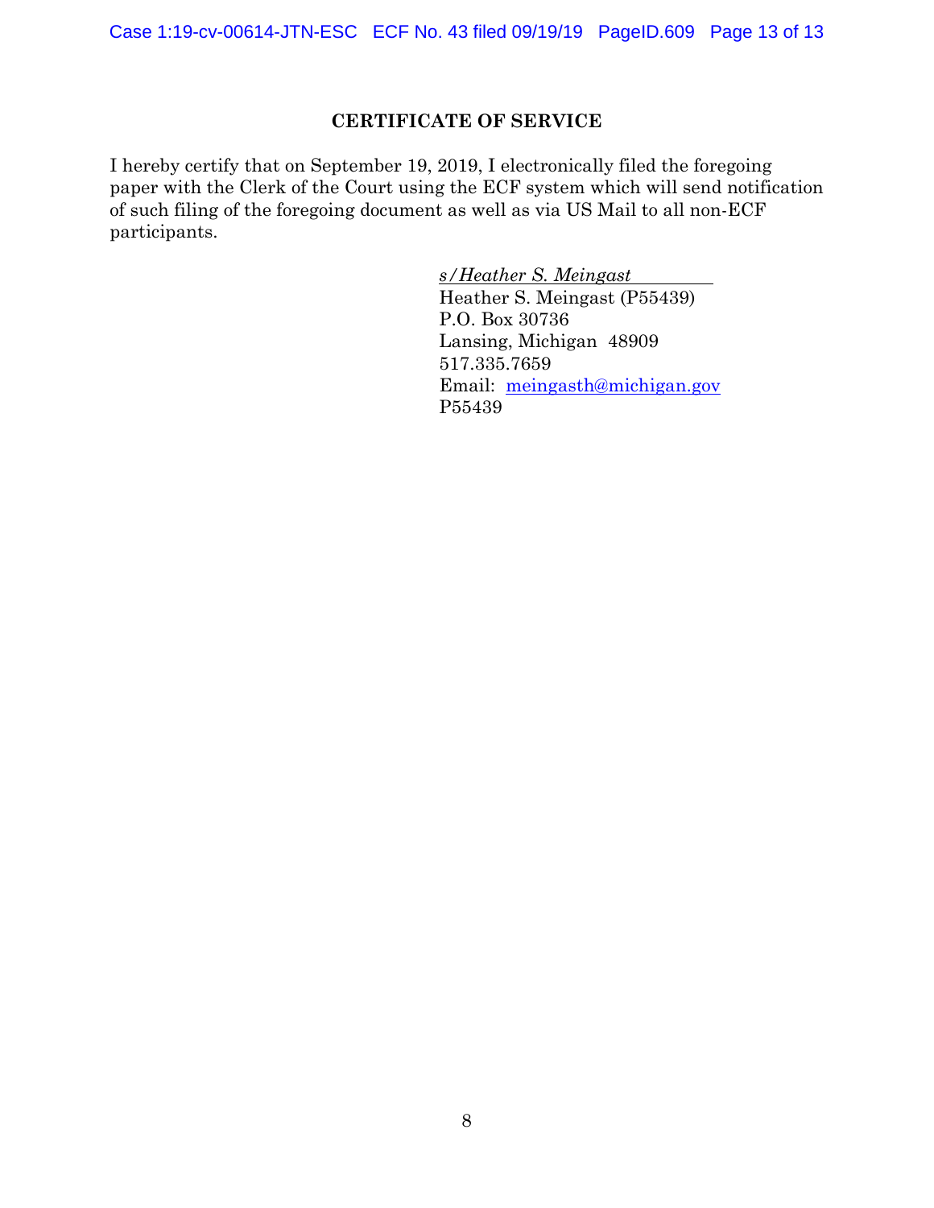## CERTIFICATE OF SERVICE

I hereby certify that on September 19, 2019, I electronically filed the foregoing paper with the Clerk of the Court using the ECF system which will send notification of such filing of the foregoing document as well as via US Mail to all non-ECF participants.

*s/Heather S. Meingast*
Heather S. Meingast (P55439)
P.O. Box 30736
Lansing, Michigan 48909
517.335.7659
Email: meingasth@michigan.gov
P55439